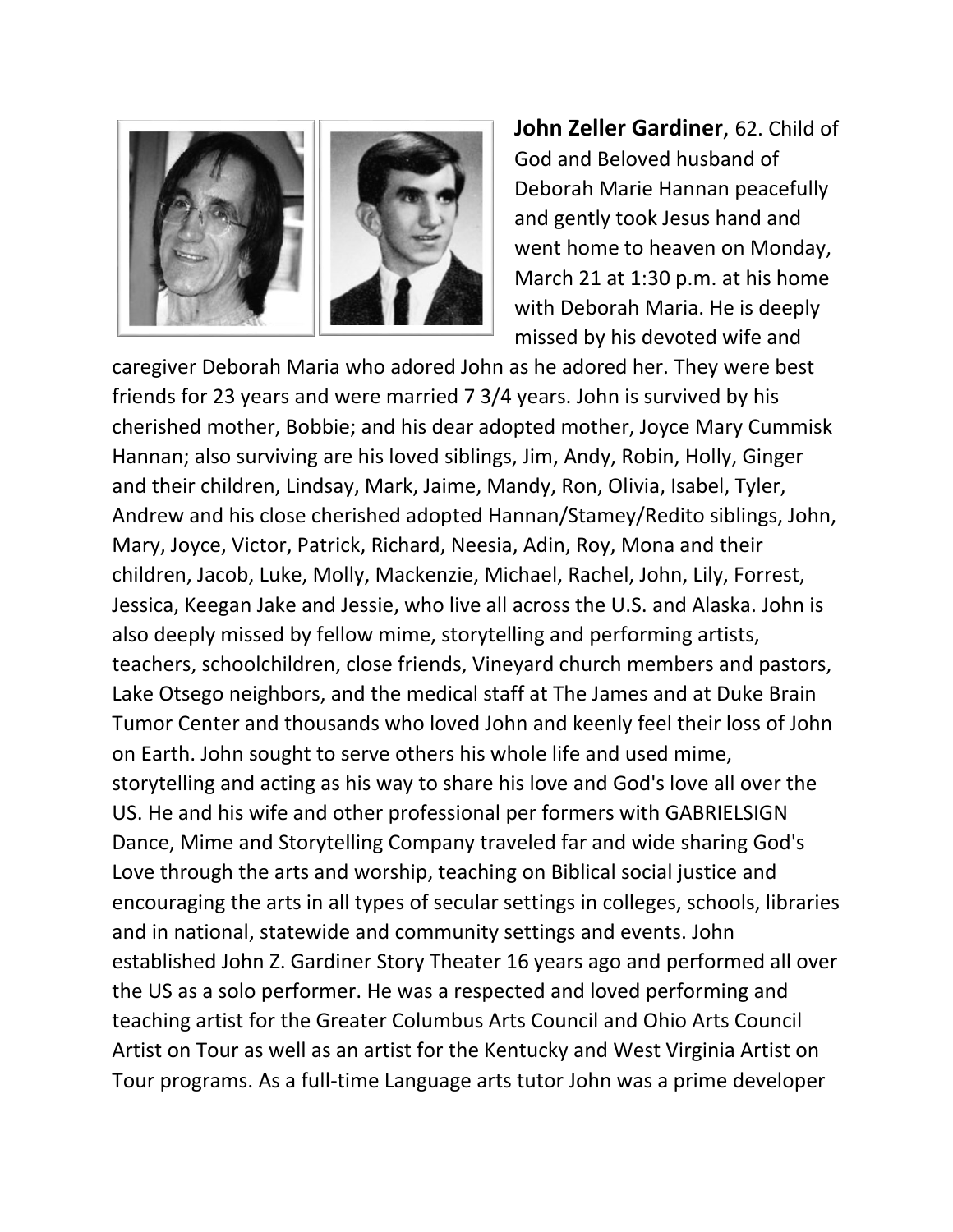**John Zeller Gardiner**, 62. Child of God and Beloved husband of Deborah Marie Hannan peacefully and gently took Jesus hand and went home to heaven on Monday, March 21 at 1:30 p.m. at his home with Deborah Maria. He is deeply missed by his devoted wife and caregiver Deborah Maria who adored John as he adored her. They were best friends for 23 years and were married 7 3/4 years. John is survived by his cherished mother, Bobbie; and his dear adopted mother, Joyce Mary Cummisk Hannan; also surviving are his loved siblings, Jim, Andy, Robin, Holly, Ginger and their children, Lindsay, Mark, Jaime, Mandy, Ron, Olivia, Isabel, Tyler, Andrew and his close cherished adopted Hannan/Stamey/Redito siblings, John, Mary, Joyce, Victor, Patrick, Richard, Neesia, Adin, Roy, Mona and their children, Jacob, Luke, Molly, Mackenzie, Michael, Rachel, John, Lily, Forrest, Jessica, Keegan Jake and Jessie, who live all across the U.S. and Alaska. John is also deeply missed by fellow mime, storytelling and performing artists, teachers, schoolchildren, close friends, Vineyard church members and pastors, Lake Otsego neighbors, and the medical staff at The James and at Duke Brain Tumor Center and thousands who loved John and keenly feel their loss of John on Earth. John sought to serve others his whole life and used mime, storytelling and acting as his way to share his love and God's love all over the US. He and his wife and other professional per formers with GABRIELSIGN Dance, Mime and Storytelling Company traveled far and wide sharing God's Love through the arts and worship, teaching on Biblical social justice and encouraging the arts in all types of secular settings in colleges, schools, libraries and in national, statewide and community settings and events. John established John Z. Gardiner Story Theater 16 years ago and performed all over the US as a solo performer. He was a respected and loved performing and teaching artist for the Greater Columbus Arts Council and Ohio Arts Council Artist on Tour as well as an artist for the Kentucky and West Virginia Artist on Tour programs. As a full-time Language arts tutor John was a prime developer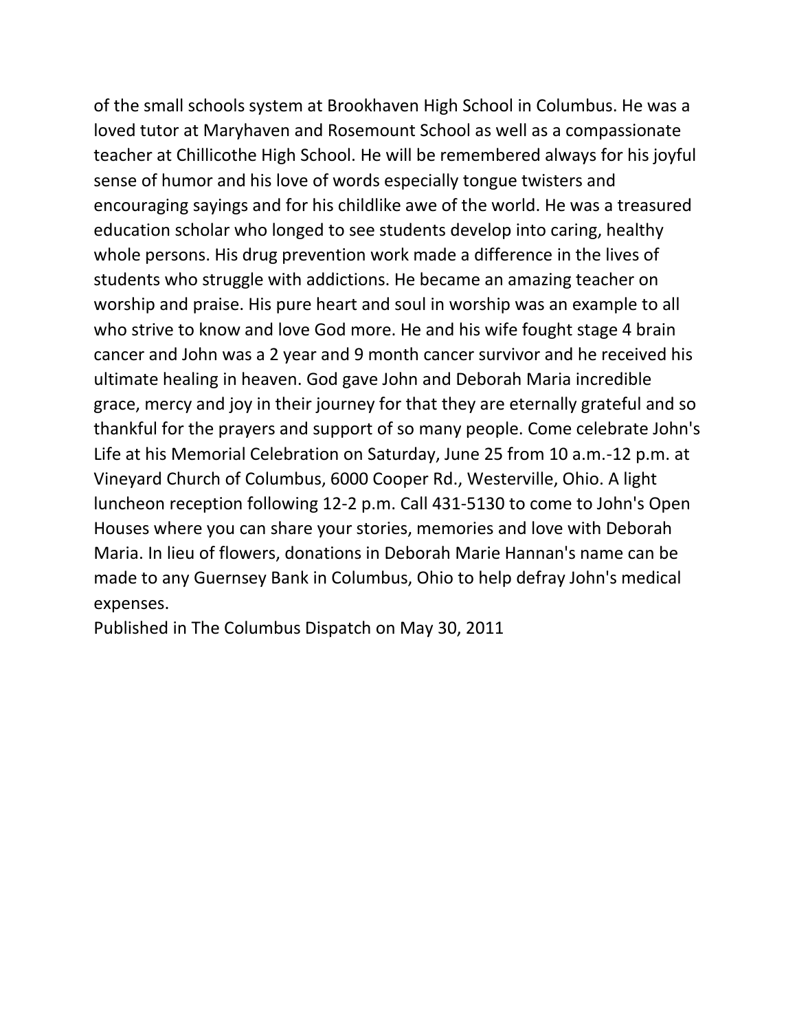of the small schools system at Brookhaven High School in Columbus. He was a loved tutor at Maryhaven and Rosemount School as well as a compassionate teacher at Chillicothe High School. He will be remembered always for his joyful sense of humor and his love of words especially tongue twisters and encouraging sayings and for his childlike awe of the world. He was a treasured education scholar who longed to see students develop into caring, healthy whole persons. His drug prevention work made a difference in the lives of students who struggle with addictions. He became an amazing teacher on worship and praise. His pure heart and soul in worship was an example to all who strive to know and love God more. He and his wife fought stage 4 brain cancer and John was a 2 year and 9 month cancer survivor and he received his ultimate healing in heaven. God gave John and Deborah Maria incredible grace, mercy and joy in their journey for that they are eternally grateful and so thankful for the prayers and support of so many people. Come celebrate John's Life at his Memorial Celebration on Saturday, June 25 from 10 a.m.-12 p.m. at Vineyard Church of Columbus, 6000 Cooper Rd., Westerville, Ohio. A light luncheon reception following 12-2 p.m. Call 431-5130 to come to John's Open Houses where you can share your stories, memories and love with Deborah Maria. In lieu of flowers, donations in Deborah Marie Hannan's name can be made to any Guernsey Bank in Columbus, Ohio to help defray John's medical expenses.

Published in The Columbus Dispatch on May 30, 2011